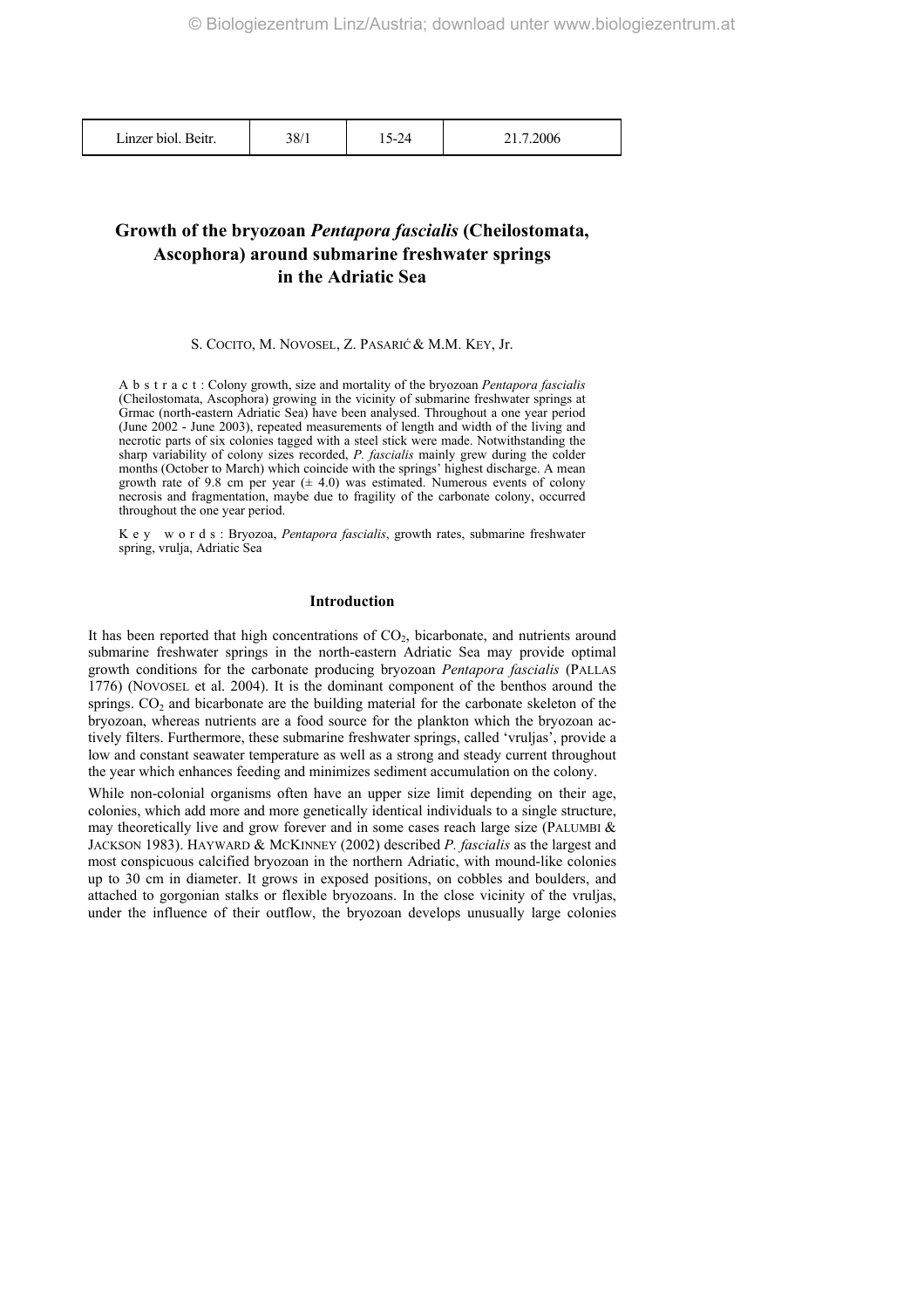# Growth of the bryozoan *Pentapora fascialis* (Cheilostomata, Ascophora) around submarine freshwater springs in the Adriatic Sea

S. COCITO, M. NOVOSEL, Z. PASARIĆ & M.M. KEY, Jr.

A b s t r a c t : Colony growth, size and mortality of the bryozoan *Pentapora fascialis* (Cheilostomata, Ascophora) growing in the vicinity of submarine freshwater springs at Grmac (north-eastern Adriatic Sea) have been analysed. Throughout a one year period (June 2002 - June 2003), repeated measurements of length and width of the living and necrotic parts of six colonies tagged with a steel stick were made. Notwithstanding the sharp variability of colony sizes recorded, *P. fascialis* mainly grew during the colder months (October to March) which coincide with the springs' highest discharge. A mean growth rate of 9.8 cm per year (± 4.0) was estimated. Numerous events of colony necrosis and fragmentation, maybe due to fragility of the carbonate colony, occurred throughout the one year period.

K e y w o r d s : Bryozoa, *Pentapora fascialis*, growth rates, submarine freshwater spring, vrulja, Adriatic Sea

## Introduction

It has been reported that high concentrations of $CO_2$, bicarbonate, and nutrients around submarine freshwater springs in the north-eastern Adriatic Sea may provide optimal growth conditions for the carbonate producing bryozoan *Pentapora fascialis* (PALLAS 1776) (NOVOSEL et al. 2004). It is the dominant component of the benthos around the springs. $CO_2$ and bicarbonate are the building material for the carbonate skeleton of the bryozoan, whereas nutrients are a food source for the plankton which the bryozoan actively filters. Furthermore, these submarine freshwater springs, called 'vruljas', provide a low and constant seawater temperature as well as a strong and steady current throughout the year which enhances feeding and minimizes sediment accumulation on the colony.

While non-colonial organisms often have an upper size limit depending on their age, colonies, which add more and more genetically identical individuals to a single structure, may theoretically live and grow forever and in some cases reach large size (PALUMBI & JACKSON 1983). HAYWARD & MCKINNEY (2002) described *P. fascialis* as the largest and most conspicuous calcified bryozoan in the northern Adriatic, with mound-like colonies up to 30 cm in diameter. It grows in exposed positions, on cobbles and boulders, and attached to gorgonian stalks or flexible bryozoans. In the close vicinity of the vruljas, under the influence of their outflow, the bryozoan develops unusually large colonies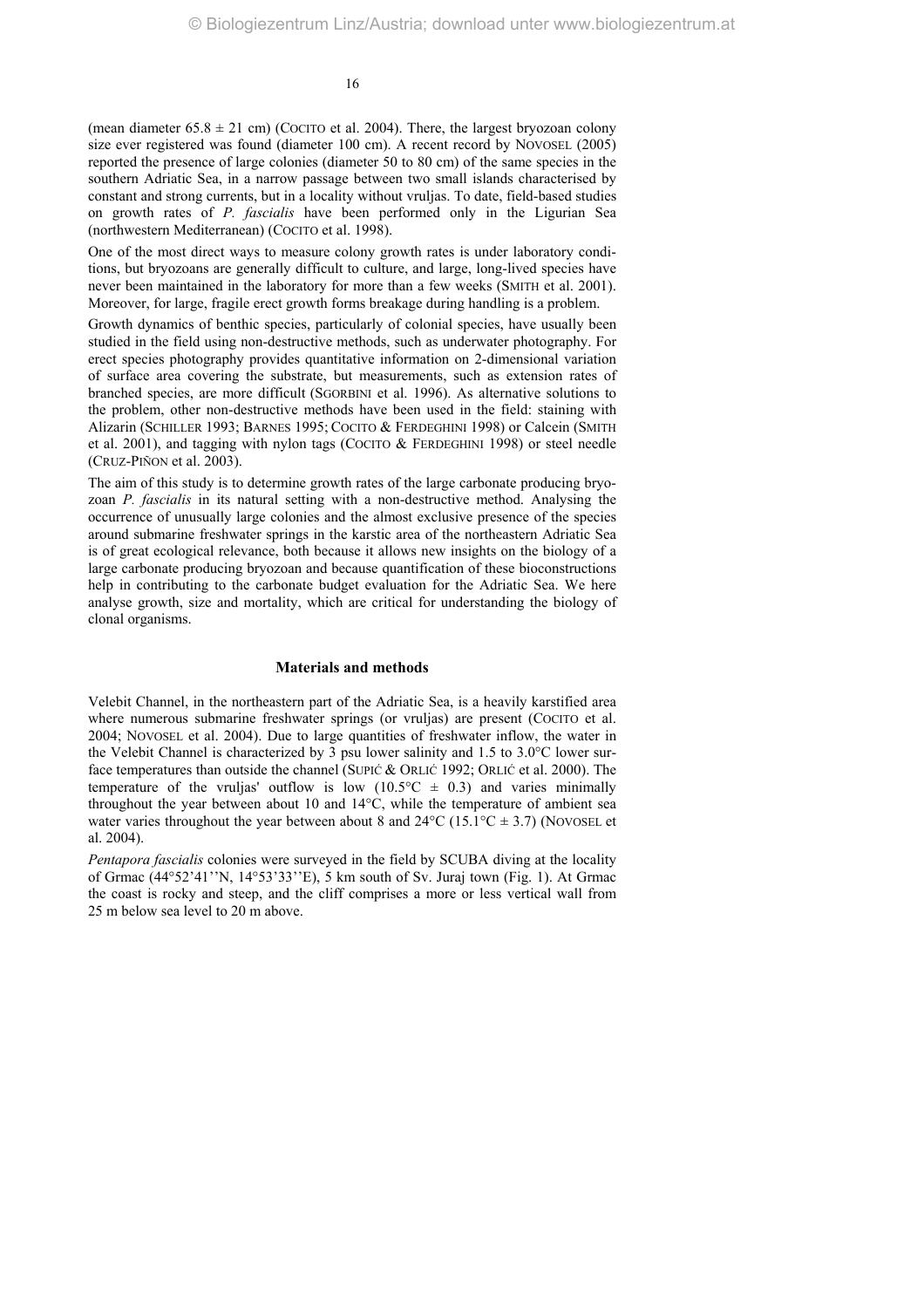(mean diameter 65.8 ± 21 cm) (COCITO et al. 2004). There, the largest bryozoan colony size ever registered was found (diameter 100 cm). A recent record by NOVOSEL (2005) reported the presence of large colonies (diameter 50 to 80 cm) of the same species in the southern Adriatic Sea, in a narrow passage between two small islands characterised by constant and strong currents, but in a locality without vruljas. To date, field-based studies on growth rates of *P. fascialis* have been performed only in the Ligurian Sea (northwestern Mediterranean) (COCITO et al. 1998).

One of the most direct ways to measure colony growth rates is under laboratory conditions, but bryozoans are generally difficult to culture, and large, long-lived species have never been maintained in the laboratory for more than a few weeks (SMITH et al. 2001). Moreover, for large, fragile erect growth forms breakage during handling is a problem.

Growth dynamics of benthic species, particularly of colonial species, have usually been studied in the field using non-destructive methods, such as underwater photography. For erect species photography provides quantitative information on 2-dimensional variation of surface area covering the substrate, but measurements, such as extension rates of branched species, are more difficult (SGORBINI et al. 1996). As alternative solutions to the problem, other non-destructive methods have been used in the field: staining with Alizarin (SCHILLER 1993; BARNES 1995; COCITO & FERDEGHINI 1998) or Calcein (SMITH et al. 2001), and tagging with nylon tags (COCITO & FERDEGHINI 1998) or steel needle (CRUZ-PIÑON et al. 2003).

The aim of this study is to determine growth rates of the large carbonate producing bryozoan *P. fascialis* in its natural setting with a non-destructive method. Analysing the occurrence of unusually large colonies and the almost exclusive presence of the species around submarine freshwater springs in the karstic area of the northeastern Adriatic Sea is of great ecological relevance, both because it allows new insights on the biology of a large carbonate producing bryozoan and because quantification of these bioconstructions help in contributing to the carbonate budget evaluation for the Adriatic Sea. We here analyse growth, size and mortality, which are critical for understanding the biology of clonal organisms.

## Materials and methods

Velebit Channel, in the northeastern part of the Adriatic Sea, is a heavily karstified area where numerous submarine freshwater springs (or vruljas) are present (COCITO et al. 2004; NOVOSEL et al. 2004). Due to large quantities of freshwater inflow, the water in the Velebit Channel is characterized by 3 psu lower salinity and 1.5 to 3.0°C lower surface temperatures than outside the channel (SUPIĆ & ORLIĆ 1992; ORLIĆ et al. 2000). The temperature of the vruljas' outflow is low (10.5°C ± 0.3) and varies minimally throughout the year between about 10 and 14°C, while the temperature of ambient sea water varies throughout the year between about 8 and 24°C (15.1°C ± 3.7) (NOVOSEL et al. 2004).

*Pentapora fascialis* colonies were surveyed in the field by SCUBA diving at the locality of Grmac (44°52'41''N, 14°53'33''E), 5 km south of Sv. Juraj town (Fig. 1). At Grmac the coast is rocky and steep, and the cliff comprises a more or less vertical wall from 25 m below sea level to 20 m above.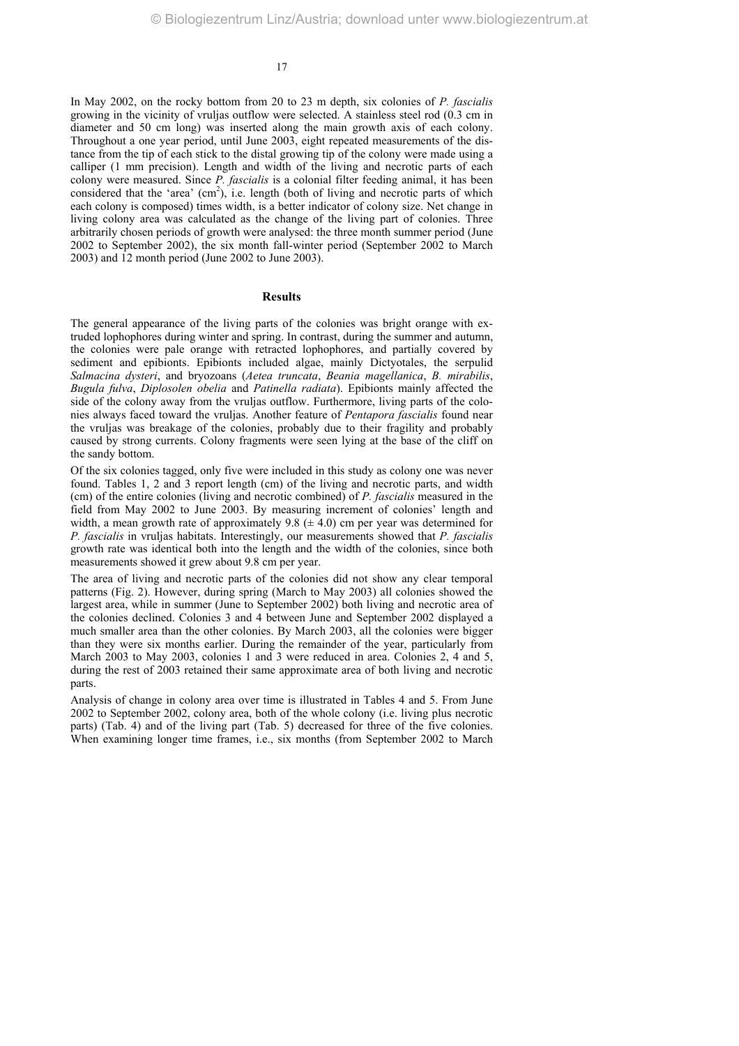In May 2002, on the rocky bottom from 20 to 23 m depth, six colonies of *P. fascialis* growing in the vicinity of vruljas outflow were selected. A stainless steel rod (0.3 cm in diameter and 50 cm long) was inserted along the main growth axis of each colony. Throughout a one year period, until June 2003, eight repeated measurements of the distance from the tip of each stick to the distal growing tip of the colony were made using a calliper (1 mm precision). Length and width of the living and necrotic parts of each colony were measured. Since *P. fascialis* is a colonial filter feeding animal, it has been considered that the 'area' (cm$^2$), i.e. length (both of living and necrotic parts of which each colony is composed) times width, is a better indicator of colony size. Net change in living colony area was calculated as the change of the living part of colonies. Three arbitrarily chosen periods of growth were analysed: the three month summer period (June 2002 to September 2002), the six month fall-winter period (September 2002 to March 2003) and 12 month period (June 2002 to June 2003).

## Results

The general appearance of the living parts of the colonies was bright orange with extruded lophophores during winter and spring. In contrast, during the summer and autumn, the colonies were pale orange with retracted lophophores, and partially covered by sediment and epibionts. Epibionts included algae, mainly Dictyotales, the serpulid *Salmacina dysteri*, and bryozoans (*Aetea truncata*, *Beania magellanica*, *B. mirabilis*, *Bugula fulva*, *Diplosolen obelia* and *Patinella radiata*). Epibionts mainly affected the side of the colony away from the vruljas outflow. Furthermore, living parts of the colonies always faced toward the vruljas. Another feature of *Pentapora fascialis* found near the vruljas was breakage of the colonies, probably due to their fragility and probably caused by strong currents. Colony fragments were seen lying at the base of the cliff on the sandy bottom.

Of the six colonies tagged, only five were included in this study as colony one was never found. Tables 1, 2 and 3 report length (cm) of the living and necrotic parts, and width (cm) of the entire colonies (living and necrotic combined) of *P. fascialis* measured in the field from May 2002 to June 2003. By measuring increment of colonies' length and width, a mean growth rate of approximately 9.8 ($\pm$ 4.0) cm per year was determined for *P. fascialis* in vruljas habitats. Interestingly, our measurements showed that *P. fascialis* growth rate was identical both into the length and the width of the colonies, since both measurements showed it grew about 9.8 cm per year.

The area of living and necrotic parts of the colonies did not show any clear temporal patterns (Fig. 2). However, during spring (March to May 2003) all colonies showed the largest area, while in summer (June to September 2002) both living and necrotic area of the colonies declined. Colonies 3 and 4 between June and September 2002 displayed a much smaller area than the other colonies. By March 2003, all the colonies were bigger than they were six months earlier. During the remainder of the year, particularly from March 2003 to May 2003, colonies 1 and 3 were reduced in area. Colonies 2, 4 and 5, during the rest of 2003 retained their same approximate area of both living and necrotic parts.

Analysis of change in colony area over time is illustrated in Tables 4 and 5. From June 2002 to September 2002, colony area, both of the whole colony (i.e. living plus necrotic parts) (Tab. 4) and of the living part (Tab. 5) decreased for three of the five colonies. When examining longer time frames, i.e., six months (from September 2002 to March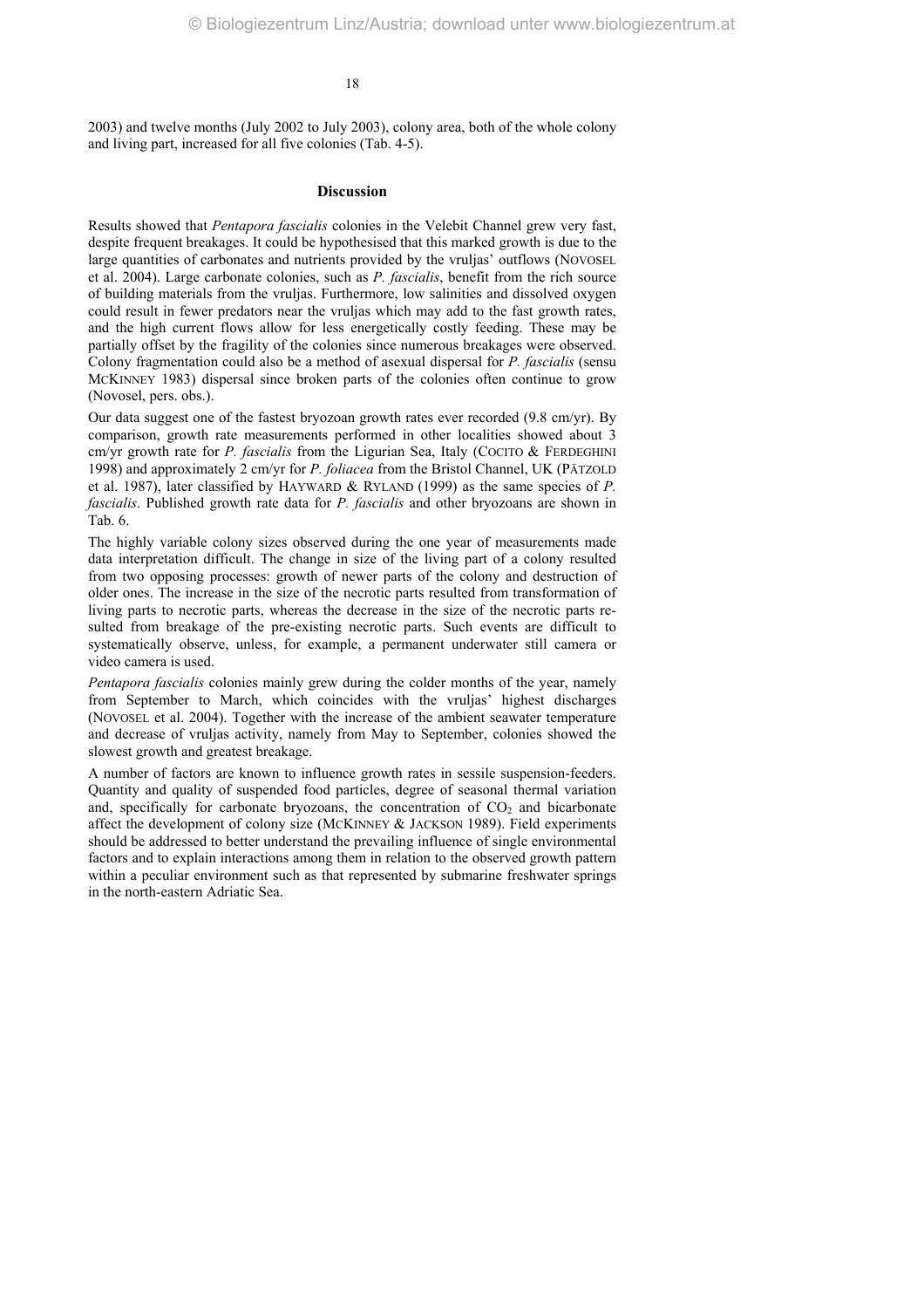2003) and twelve months (July 2002 to July 2003), colony area, both of the whole colony and living part, increased for all five colonies (Tab. 4-5).

## Discussion

Results showed that *Pentapora fascialis* colonies in the Velebit Channel grew very fast, despite frequent breakages. It could be hypothesised that this marked growth is due to the large quantities of carbonates and nutrients provided by the vruljas' outflows (NOVOSEL et al. 2004). Large carbonate colonies, such as *P. fascialis*, benefit from the rich source of building materials from the vruljas. Furthermore, low salinities and dissolved oxygen could result in fewer predators near the vruljas which may add to the fast growth rates, and the high current flows allow for less energetically costly feeding. These may be partially offset by the fragility of the colonies since numerous breakages were observed. Colony fragmentation could also be a method of asexual dispersal for *P. fascialis* (sensu MCKINNEY 1983) dispersal since broken parts of the colonies often continue to grow (Novosel, pers. obs.).

Our data suggest one of the fastest bryozoan growth rates ever recorded (9.8 cm/yr). By comparison, growth rate measurements performed in other localities showed about 3 cm/yr growth rate for *P. fascialis* from the Ligurian Sea, Italy (COCITO & FERDEGHINI 1998) and approximately 2 cm/yr for *P. foliacea* from the Bristol Channel, UK (PÄTZOLD et al. 1987), later classified by HAYWARD & RYLAND (1999) as the same species of *P. fascialis*. Published growth rate data for *P. fascialis* and other bryozoans are shown in Tab. 6.

The highly variable colony sizes observed during the one year of measurements made data interpretation difficult. The change in size of the living part of a colony resulted from two opposing processes: growth of newer parts of the colony and destruction of older ones. The increase in the size of the necrotic parts resulted from transformation of living parts to necrotic parts, whereas the decrease in the size of the necrotic parts resulted from breakage of the pre-existing necrotic parts. Such events are difficult to systematically observe, unless, for example, a permanent underwater still camera or video camera is used.

*Pentapora fascialis* colonies mainly grew during the colder months of the year, namely from September to March, which coincides with the vruljas' highest discharges (NOVOSEL et al. 2004). Together with the increase of the ambient seawater temperature and decrease of vruljas activity, namely from May to September, colonies showed the slowest growth and greatest breakage.

A number of factors are known to influence growth rates in sessile suspension-feeders. Quantity and quality of suspended food particles, degree of seasonal thermal variation and, specifically for carbonate bryozoans, the concentration of $CO_2$ and bicarbonate affect the development of colony size (MCKINNEY & JACKSON 1989). Field experiments should be addressed to better understand the prevailing influence of single environmental factors and to explain interactions among them in relation to the observed growth pattern within a peculiar environment such as that represented by submarine freshwater springs in the north-eastern Adriatic Sea.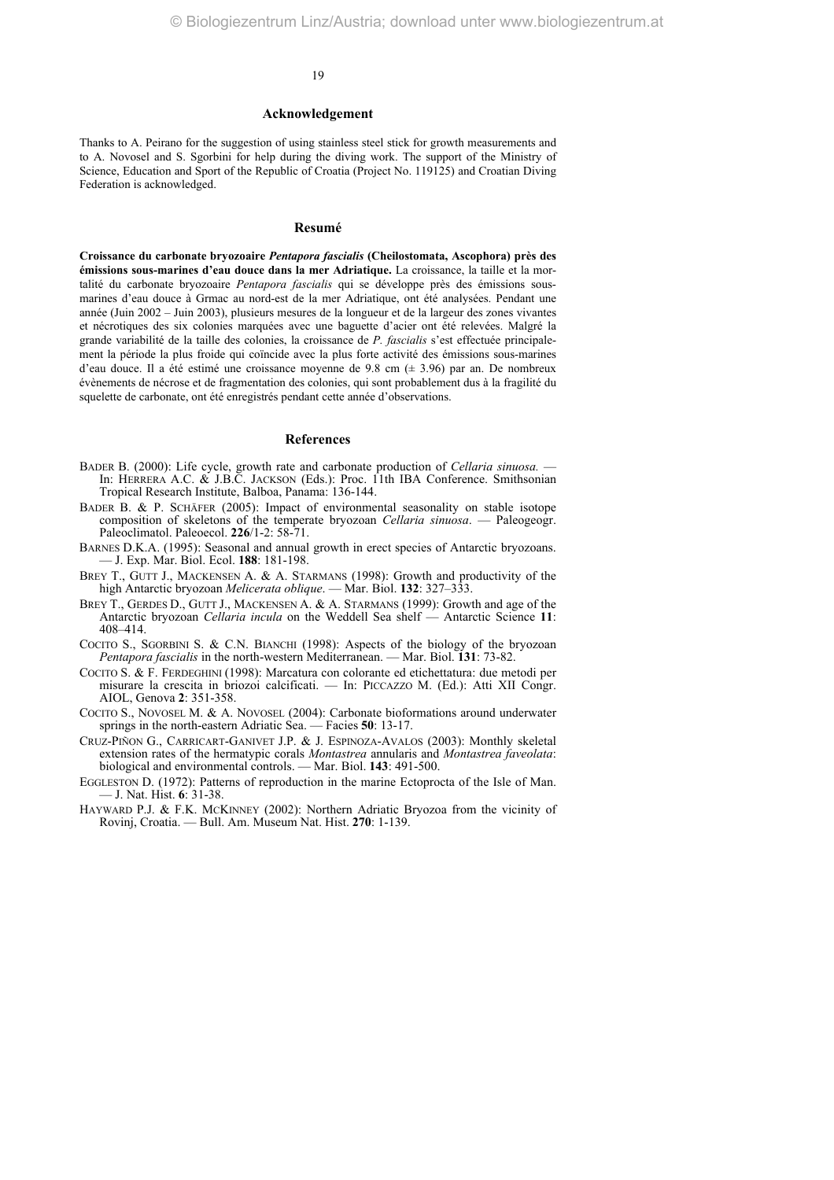## Acknowledgement

Thanks to A. Peirano for the suggestion of using stainless steel stick for growth measurements and to A. Novosel and S. Sgorbini for help during the diving work. The support of the Ministry of Science, Education and Sport of the Republic of Croatia (Project No. 119125) and Croatian Diving Federation is acknowledged.

## Resumé

**Croissance du carbonate bryozoaire *Pentapora fascialis* (Cheilostomata, Ascophora) près des émissions sous-marines d'eau douce dans la mer Adriatique.** La croissance, la taille et la mortalité du carbonate bryozoaire *Pentapora fascialis* qui se développe près des émissions sous-marines d'eau douce à Grmac au nord-est de la mer Adriatique, ont été analysées. Pendant une année (Juin 2002 – Juin 2003), plusieurs mesures de la longueur et de la largeur des zones vivantes et nécrotiques des six colonies marquées avec une baguette d'acier ont été relevées. Malgré la grande variabilité de la taille des colonies, la croissance de *P. fascialis* s'est effectuée principalement la période la plus froide qui coïncide avec la plus forte activité des émissions sous-marines d'eau douce. Il a été estimé une croissance moyenne de 9.8 cm (± 3.96) par an. De nombreux évènements de nécrose et de fragmentation des colonies, qui sont probablement dus à la fragilité du squelette de carbonate, ont été enregistrés pendant cette année d'observations.

## References

BADER B. (2000): Life cycle, growth rate and carbonate production of *Cellaria sinuosa.* — In: HERRERA A.C. & J.B.C. JACKSON (Eds.): Proc. 11th IBA Conference. Smithsonian Tropical Research Institute, Balboa, Panama: 136-144.

BADER B. & P. SCHÄFER (2005): Impact of environmental seasonality on stable isotope composition of skeletons of the temperate bryozoan *Cellaria sinuosa*. — Paleogeogr. Paleoclimatol. Paleoecol. **226**/1-2: 58-71.

BARNES D.K.A. (1995): Seasonal and annual growth in erect species of Antarctic bryozoans. — J. Exp. Mar. Biol. Ecol. **188**: 181-198.

BREY T., GUTT J., MACKENSEN A. & A. STARMANS (1998): Growth and productivity of the high Antarctic bryozoan *Melicerata oblique*. — Mar. Biol. **132**: 327–333.

BREY T., GERDES D., GUTT J., MACKENSEN A. & A. STARMANS (1999): Growth and age of the Antarctic bryozoan *Cellaria incula* on the Weddell Sea shelf — Antarctic Science **11**: 408–414.

COCITO S., SGORBINI S. & C.N. BIANCHI (1998): Aspects of the biology of the bryozoan *Pentapora fascialis* in the north-western Mediterranean. — Mar. Biol. **131**: 73-82.

COCITO S. & F. FERDEGHINI (1998): Marcatura con colorante ed etichettatura: due metodi per misurare la crescita in briozoi calcificati. — In: PICCAZZO M. (Ed.): Atti XII Congr. AIOL, Genova **2**: 351-358.

COCITO S., NOVOSEL M. & A. NOVOSEL (2004): Carbonate bioformations around underwater springs in the north-eastern Adriatic Sea. — Facies **50**: 13-17.

CRUZ-PIÑON G., CARRICART-GANIVET J.P. & J. ESPINOZA-AVALOS (2003): Monthly skeletal extension rates of the hermatypic corals *Montastrea* annularis and *Montastrea faveolata*: biological and environmental controls. — Mar. Biol. **143**: 491-500.

EGGLESTON D. (1972): Patterns of reproduction in the marine Ectoprocta of the Isle of Man. — J. Nat. Hist. **6**: 31-38.

HAYWARD P.J. & F.K. MCKINNEY (2002): Northern Adriatic Bryozoa from the vicinity of Rovinj, Croatia. — Bull. Am. Museum Nat. Hist. **270**: 1-139.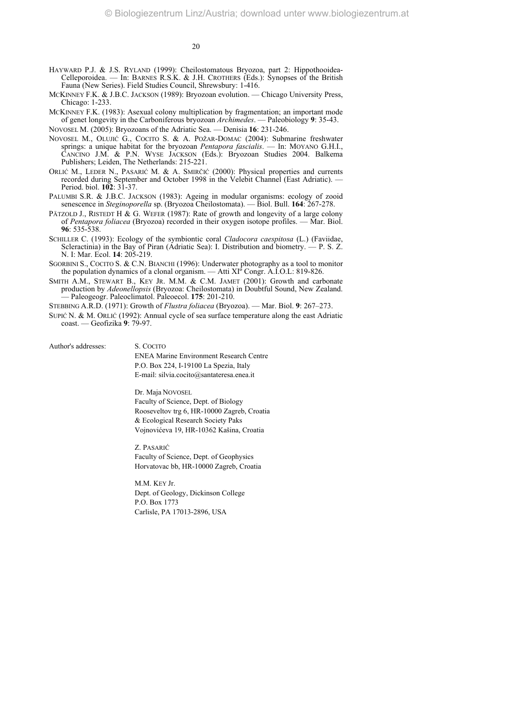HAYWARD P.J. & J.S. RYLAND (1999): Cheilostomatous Bryozoa, part 2: Hippothooidea-Celleporoidea. — In: BARNES R.S.K. & J.H. CROTHERS (Eds.): Synopses of the British Fauna (New Series). Field Studies Council, Shrewsbury: 1-416.

MCKINNEY F.K. & J.B.C. JACKSON (1989): Bryozoan evolution. — Chicago University Press, Chicago: 1-233.

MCKINNEY F.K. (1983): Asexual colony multiplication by fragmentation; an important mode of genet longevity in the Carboniferous bryozoan *Archimedes*. — Paleobiology **9**: 35-43.

NOVOSEL M. (2005): Bryozoans of the Adriatic Sea. — Denisia **16**: 231-246.

NOVOSEL M., OLUJIĆ G., COCITO S. & A. POŽAR-DOMAC (2004): Submarine freshwater springs: a unique habitat for the bryozoan *Pentapora fascialis*. — In: MOYANO G.H.I., CANCINO J.M. & P.N. WYSE JACKSON (Eds.): Bryozoan Studies 2004. Balkema Publishers; Leiden, The Netherlands: 215-221.

ORLIĆ M., LEDER N., PASARIĆ M. & A. SMIRČIĆ (2000): Physical properties and currents recorded during September and October 1998 in the Velebit Channel (East Adriatic). — Period. biol. **102**: 31-37.

PALUMBI S.R. & J.B.C. JACKSON (1983): Ageing in modular organisms: ecology of zooid senescence in *Steginoporella* sp. (Bryozoa Cheilostomata). — Biol. Bull. **164**: 267-278.

PÄTZOLD J., RISTEDT H & G. WEFER (1987): Rate of growth and longevity of a large colony of *Pentapora foliacea* (Bryozoa) recorded in their oxygen isotope profiles. — Mar. Biol. **96**: 535-538.

SCHILLER C. (1993): Ecology of the symbiontic coral *Cladocora caespitosa* (L.) (Faviidae, Scleractinia) in the Bay of Piran (Adriatic Sea): I. Distribution and biometry. — P. S. Z. N. I: Mar. Ecol. **14**: 205-219.

SGORBINI S., COCITO S. & C.N. BIANCHI (1996): Underwater photography as a tool to monitor the population dynamics of a clonal organism. — Atti XI° Congr. A.I.O.L: 819-826.

SMITH A.M., STEWART B., KEY JR. M.M. & C.M. JAMET (2001): Growth and carbonate production by *Adeonellopsis* (Bryozoa: Cheilostomata) in Doubtful Sound, New Zealand. — Paleogeogr. Paleoclimatol. Paleoecol. **175**: 201-210.

STEBBING A.R.D. (1971): Growth of *Flustra foliacea* (Bryozoa). — Mar. Biol. **9**: 267–273.

SUPIĆ N. & M. ORLIĆ (1992): Annual cycle of sea surface temperature along the east Adriatic coast. — Geofizika **9**: 79-97.

Author's addresses:

S. COCITO
ENEA Marine Environment Research Centre
P.O. Box 224, I-19100 La Spezia, Italy
E-mail: silvia.cocito@santateresa.enea.it

Dr. Maja NOVOSEL
Faculty of Science, Dept. of Biology
Rooseveltov trg 6, HR-10000 Zagreb, Croatia
& Ecological Research Society Paks
Vojnovićeva 19, HR-10362 Kašina, Croatia

Z. PASARIĆ
Faculty of Science, Dept. of Geophysics
Horvatovac bb, HR-10000 Zagreb, Croatia

M.M. KEY Jr.
Dept. of Geology, Dickinson College
P.O. Box 1773
Carlisle, PA 17013-2896, USA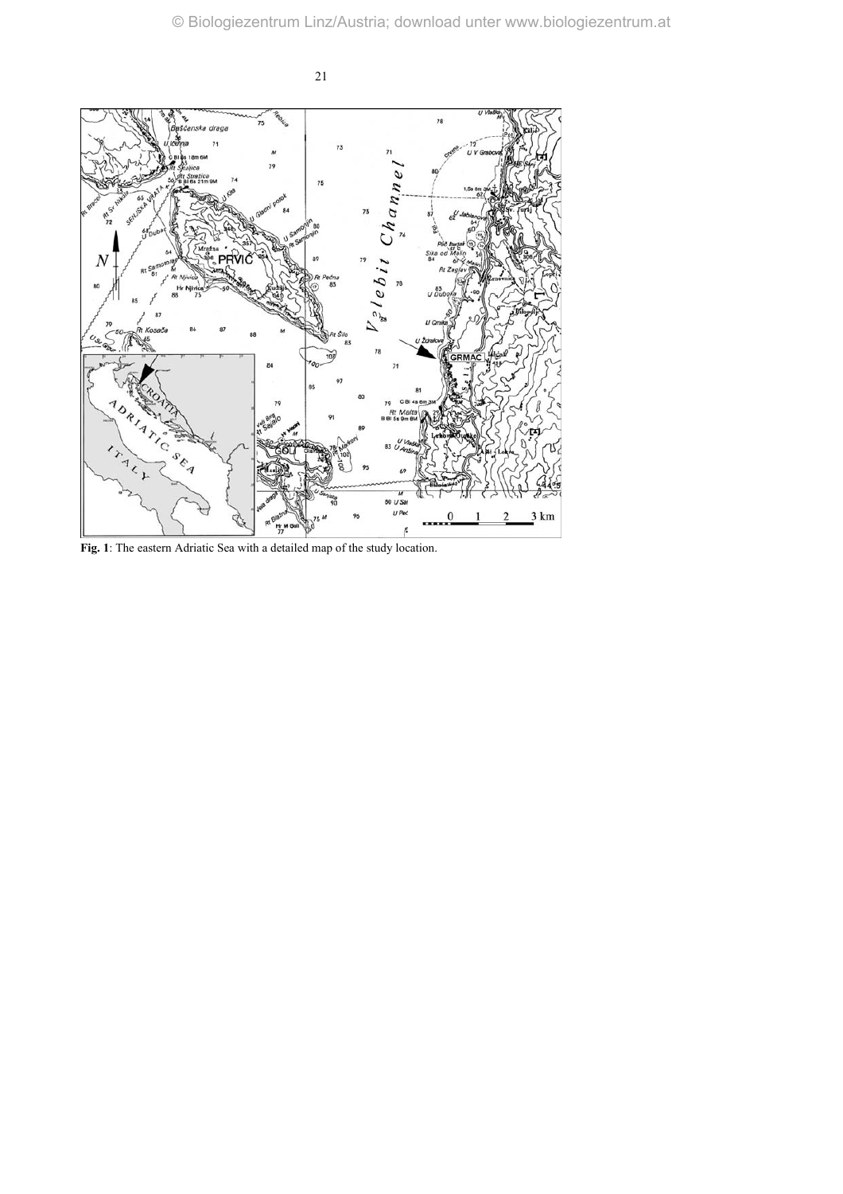**Fig. 1**: The eastern Adriatic Sea with a detailed map of the study location.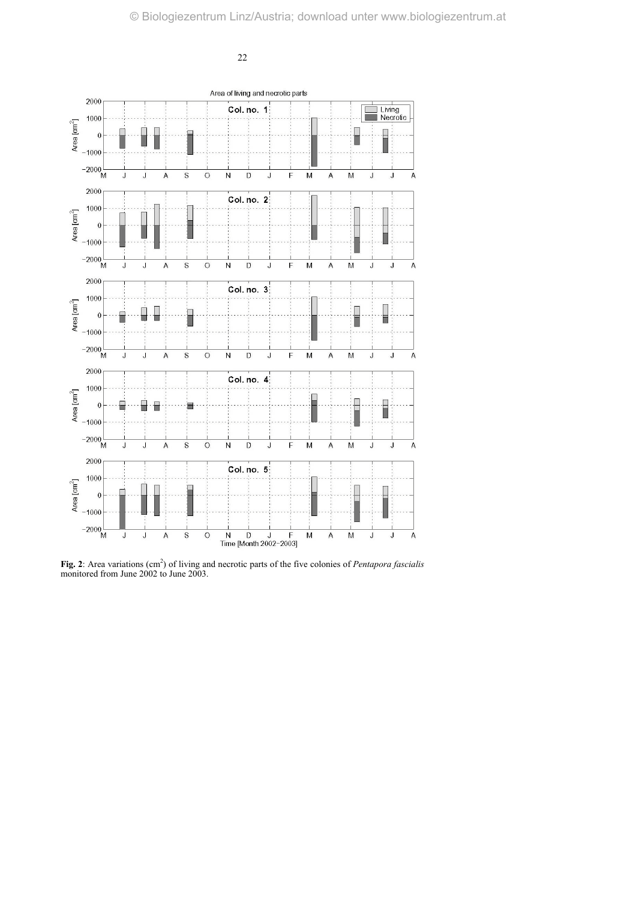**Fig. 2**: Area variations ($cm^2$) of living and necrotic parts of the five colonies of *Pentapora fascialis* monitored from June 2002 to June 2003.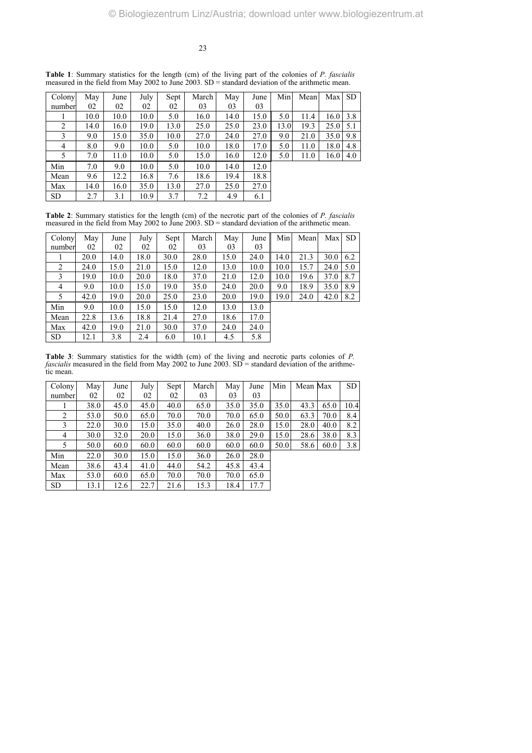**Table 1**: Summary statistics for the length (cm) of the living part of the colonies of *P. fascialis* measured in the field from May 2002 to June 2003. SD = standard deviation of the arithmetic mean.

| Colony number | May 02 | June 02 | July 02 | Sept 02 | March 03 | May 03 | June 03 | Min | Mean | Max | SD |
|---|---|---|---|---|---|---|---|---|---|---|---|
| 1 | 10.0 | 10.0 | 10.0 | 5.0 | 16.0 | 14.0 | 15.0 | 5.0 | 11.4 | 16.0 | 3.8 |
| 2 | 14.0 | 16.0 | 19.0 | 13.0 | 25.0 | 25.0 | 23.0 | 13.0 | 19.3 | 25.0 | 5.1 |
| 3 | 9.0 | 15.0 | 35.0 | 10.0 | 27.0 | 24.0 | 27.0 | 9.0 | 21.0 | 35.0 | 9.8 |
| 4 | 8.0 | 9.0 | 10.0 | 5.0 | 10.0 | 18.0 | 17.0 | 5.0 | 11.0 | 18.0 | 4.8 |
| 5 | 7.0 | 11.0 | 10.0 | 5.0 | 15.0 | 16.0 | 12.0 | 5.0 | 11.0 | 16.0 | 4.0 |
| Min | 7.0 | 9.0 | 10.0 | 5.0 | 10.0 | 14.0 | 12.0 | | | | |
| Mean | 9.6 | 12.2 | 16.8 | 7.6 | 18.6 | 19.4 | 18.8 | | | | |
| Max | 14.0 | 16.0 | 35.0 | 13.0 | 27.0 | 25.0 | 27.0 | | | | |
| SD | 2.7 | 3.1 | 10.9 | 3.7 | 7.2 | 4.9 | 6.1 | | | | |

**Table 2**: Summary statistics for the length (cm) of the necrotic part of the colonies of *P. fascialis* measured in the field from May 2002 to June 2003. SD = standard deviation of the arithmetic mean.

| Colony number | May 02 | June 02 | July 02 | Sept 02 | March 03 | May 03 | June 03 | Min | Mean | Max | SD |
|---|---|---|---|---|---|---|---|---|---|---|---|
| 1 | 20.0 | 14.0 | 18.0 | 30.0 | 28.0 | 15.0 | 24.0 | 14.0 | 21.3 | 30.0 | 6.2 |
| 2 | 24.0 | 15.0 | 21.0 | 15.0 | 12.0 | 13.0 | 10.0 | 10.0 | 15.7 | 24.0 | 5.0 |
| 3 | 19.0 | 10.0 | 20.0 | 18.0 | 37.0 | 21.0 | 12.0 | 10.0 | 19.6 | 37.0 | 8.7 |
| 4 | 9.0 | 10.0 | 15.0 | 19.0 | 35.0 | 24.0 | 20.0 | 9.0 | 18.9 | 35.0 | 8.9 |
| 5 | 42.0 | 19.0 | 20.0 | 25.0 | 23.0 | 20.0 | 19.0 | 19.0 | 24.0 | 42.0 | 8.2 |
| Min | 9.0 | 10.0 | 15.0 | 15.0 | 12.0 | 13.0 | 13.0 | | | | |
| Mean | 22.8 | 13.6 | 18.8 | 21.4 | 27.0 | 18.6 | 17.0 | | | | |
| Max | 42.0 | 19.0 | 21.0 | 30.0 | 37.0 | 24.0 | 24.0 | | | | |
| SD | 12.1 | 3.8 | 2.4 | 6.0 | 10.1 | 4.5 | 5.8 | | | | |

**Table 3**: Summary statistics for the width (cm) of the living and necrotic parts colonies of *P. fascialis* measured in the field from May 2002 to June 2003. SD = standard deviation of the arithmetic mean.

| Colony number | May 02 | June 02 | July 02 | Sept 02 | March 03 | May 03 | June 03 | Min | Mean | Max | SD |
|---|---|---|---|---|---|---|---|---|---|---|---|
| 1 | 38.0 | 45.0 | 45.0 | 40.0 | 65.0 | 35.0 | 35.0 | 35.0 | 43.3 | 65.0 | 10.4 |
| 2 | 53.0 | 50.0 | 65.0 | 70.0 | 70.0 | 70.0 | 65.0 | 50.0 | 63.3 | 70.0 | 8.4 |
| 3 | 22.0 | 30.0 | 15.0 | 35.0 | 40.0 | 26.0 | 28.0 | 15.0 | 28.0 | 40.0 | 8.2 |
| 4 | 30.0 | 32.0 | 20.0 | 15.0 | 36.0 | 38.0 | 29.0 | 15.0 | 28.6 | 38.0 | 8.3 |
| 5 | 50.0 | 60.0 | 60.0 | 60.0 | 60.0 | 60.0 | 60.0 | 50.0 | 58.6 | 60.0 | 3.8 |
| Min | 22.0 | 30.0 | 15.0 | 15.0 | 36.0 | 26.0 | 28.0 | | | | |
| Mean | 38.6 | 43.4 | 41.0 | 44.0 | 54.2 | 45.8 | 43.4 | | | | |
| Max | 53.0 | 60.0 | 65.0 | 70.0 | 70.0 | 70.0 | 65.0 | | | | |
| SD | 13.1 | 12.6 | 22.7 | 21.6 | 15.3 | 18.4 | 17.7 | | | | |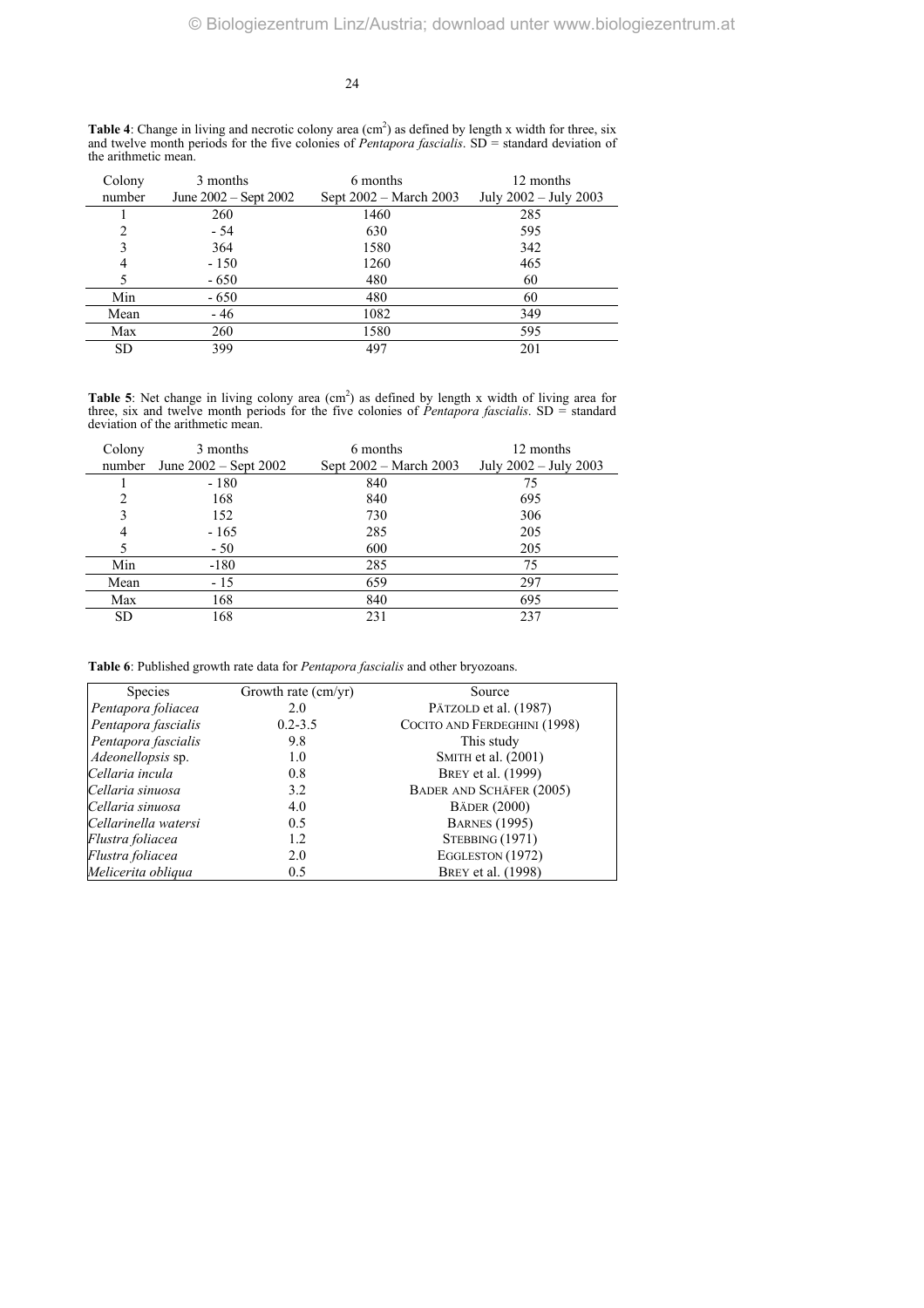**Table 4**: Change in living and necrotic colony area ($cm^2$) as defined by length x width for three, six and twelve month periods for the five colonies of *Pentapora fascialis*. SD = standard deviation of the arithmetic mean.

| Colony number | 3 months June 2002 – Sept 2002 | 6 months Sept 2002 – March 2003 | 12 months July 2002 – July 2003 |
|---|---|---|---|
| 1 | 260 | 1460 | 285 |
| 2 | - 54 | 630 | 595 |
| 3 | 364 | 1580 | 342 |
| 4 | - 150 | 1260 | 465 |
| 5 | - 650 | 480 | 60 |
| Min | - 650 | 480 | 60 |
| Mean | - 46 | 1082 | 349 |
| Max | 260 | 1580 | 595 |
| SD | 399 | 497 | 201 |

**Table 5**: Net change in living colony area ($cm^2$) as defined by length x width of living area for three, six and twelve month periods for the five colonies of *Pentapora fascialis*. SD = standard deviation of the arithmetic mean.

| Colony number | 3 months June 2002 – Sept 2002 | 6 months Sept 2002 – March 2003 | 12 months July 2002 – July 2003 |
|---|---|---|---|
| 1 | - 180 | 840 | 75 |
| 2 | 168 | 840 | 695 |
| 3 | 152 | 730 | 306 |
| 4 | - 165 | 285 | 205 |
| 5 | - 50 | 600 | 205 |
| Min | -180 | 285 | 75 |
| Mean | - 15 | 659 | 297 |
| Max | 168 | 840 | 695 |
| SD | 168 | 231 | 237 |

**Table 6**: Published growth rate data for *Pentapora fascialis* and other bryozoans.

| Species | Growth rate (cm/yr) | Source |
|---|---|---|
| *Pentapora foliacea* | 2.0 | PÄTZOLD et al. (1987) |
| *Pentapora fascialis* | 0.2-3.5 | COCITO AND FERDEGHINI (1998) |
| *Pentapora fascialis* | 9.8 | This study |
| *Adeonellopsis* sp. | 1.0 | SMITH et al. (2001) |
| *Cellaria incula* | 0.8 | BREY et al. (1999) |
| *Cellaria sinuosa* | 3.2 | BADER AND SCHÄFER (2005) |
| *Cellaria sinuosa* | 4.0 | BÄDER (2000) |
| *Cellarinella watersi* | 0.5 | BARNES (1995) |
| *Flustra foliacea* | 1.2 | STEBBING (1971) |
| *Flustra foliacea* | 2.0 | EGGLESTON (1972) |
| *Melicerita obliqua* | 0.5 | BREY et al. (1998) |